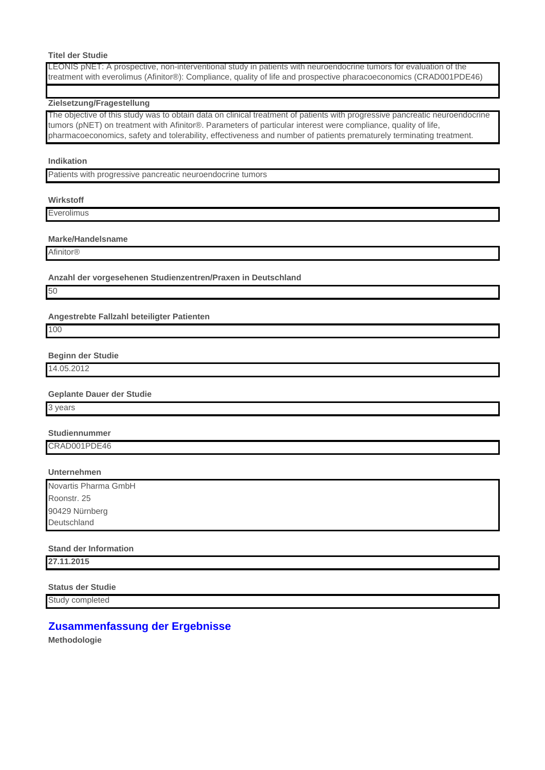**Titel der Studie**

LEONIS pNET: A prospective, non-interventional study in patients with neuroendocrine tumors for evaluation of the treatment with everolimus (Afinitor®): Compliance, quality of life and prospective pharacoeconomics (CRAD001PDE46)

**Zielsetzung/Fragestellung**

The objective of this study was to obtain data on clinical treatment of patients with progressive pancreatic neuroendocrine tumors (pNET) on treatment with Afinitor®. Parameters of particular interest were compliance, quality of life, pharmacoeconomics, safety and tolerability, effectiveness and number of patients prematurely terminating treatment.

**Indikation**

Patients with progressive pancreatic neuroendocrine tumors

**Wirkstoff**

Everolimus

**Marke/Handelsname**

Afinitor®

**Anzahl der vorgesehenen Studienzentren/Praxen in Deutschland**

50

**Angestrebte Fallzahl beteiligter Patienten**

100

**Beginn der Studie**

14.05.2012

**Geplante Dauer der Studie**

3 years

**Studiennummer**

CRAD001PDE46

**Unternehmen**

Novartis Pharma GmbH
Roonstr. 25
90429 Nürnberg
Deutschland

**Stand der Information**

**27.11.2015**

**Status der Studie**

Study completed

## Zusammenfassung der Ergebnisse

**Methodologie**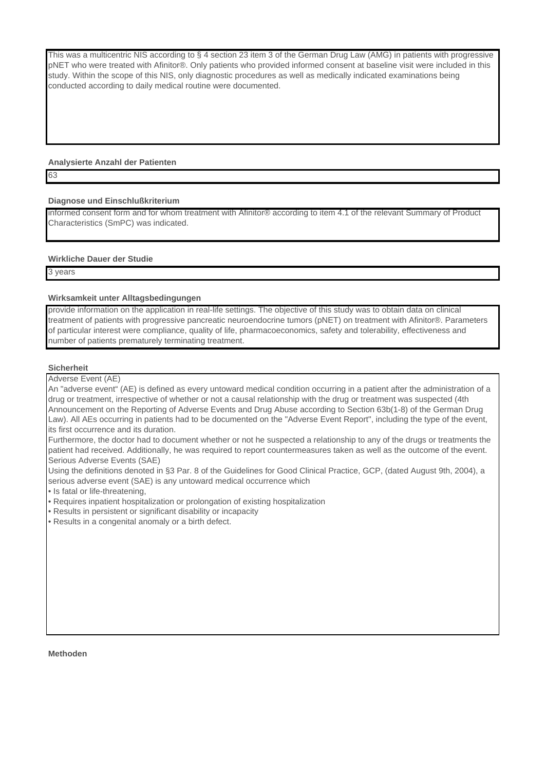This was a multicentric NIS according to § 4 section 23 item 3 of the German Drug Law (AMG) in patients with progressive pNET who were treated with Afinitor®. Only patients who provided informed consent at baseline visit were included in this study. Within the scope of this NIS, only diagnostic procedures as well as medically indicated examinations being conducted according to daily medical routine were documented.

**Analysierte Anzahl der Patienten**

63

**Diagnose und Einschlußkriterium**

informed consent form and for whom treatment with Afinitor® according to item 4.1 of the relevant Summary of Product Characteristics (SmPC) was indicated.

**Wirkliche Dauer der Studie**

3 years

**Wirksamkeit unter Alltagsbedingungen**

provide information on the application in real-life settings. The objective of this study was to obtain data on clinical treatment of patients with progressive pancreatic neuroendocrine tumors (pNET) on treatment with Afinitor®. Parameters of particular interest were compliance, quality of life, pharmacoeconomics, safety and tolerability, effectiveness and number of patients prematurely terminating treatment.

**Sicherheit**

Adverse Event (AE)
An "adverse event" (AE) is defined as every untoward medical condition occurring in a patient after the administration of a drug or treatment, irrespective of whether or not a causal relationship with the drug or treatment was suspected (4th Announcement on the Reporting of Adverse Events and Drug Abuse according to Section 63b(1-8) of the German Drug Law). All AEs occurring in patients had to be documented on the "Adverse Event Report", including the type of the event, its first occurrence and its duration.
Furthermore, the doctor had to document whether or not he suspected a relationship to any of the drugs or treatments the patient had received. Additionally, he was required to report countermeasures taken as well as the outcome of the event.
Serious Adverse Events (SAE)
Using the definitions denoted in §3 Par. 8 of the Guidelines for Good Clinical Practice, GCP, (dated August 9th, 2004), a serious adverse event (SAE) is any untoward medical occurrence which

- Is fatal or life-threatening,
- Requires inpatient hospitalization or prolongation of existing hospitalization
- Results in persistent or significant disability or incapacity
- Results in a congenital anomaly or a birth defect.

**Methoden**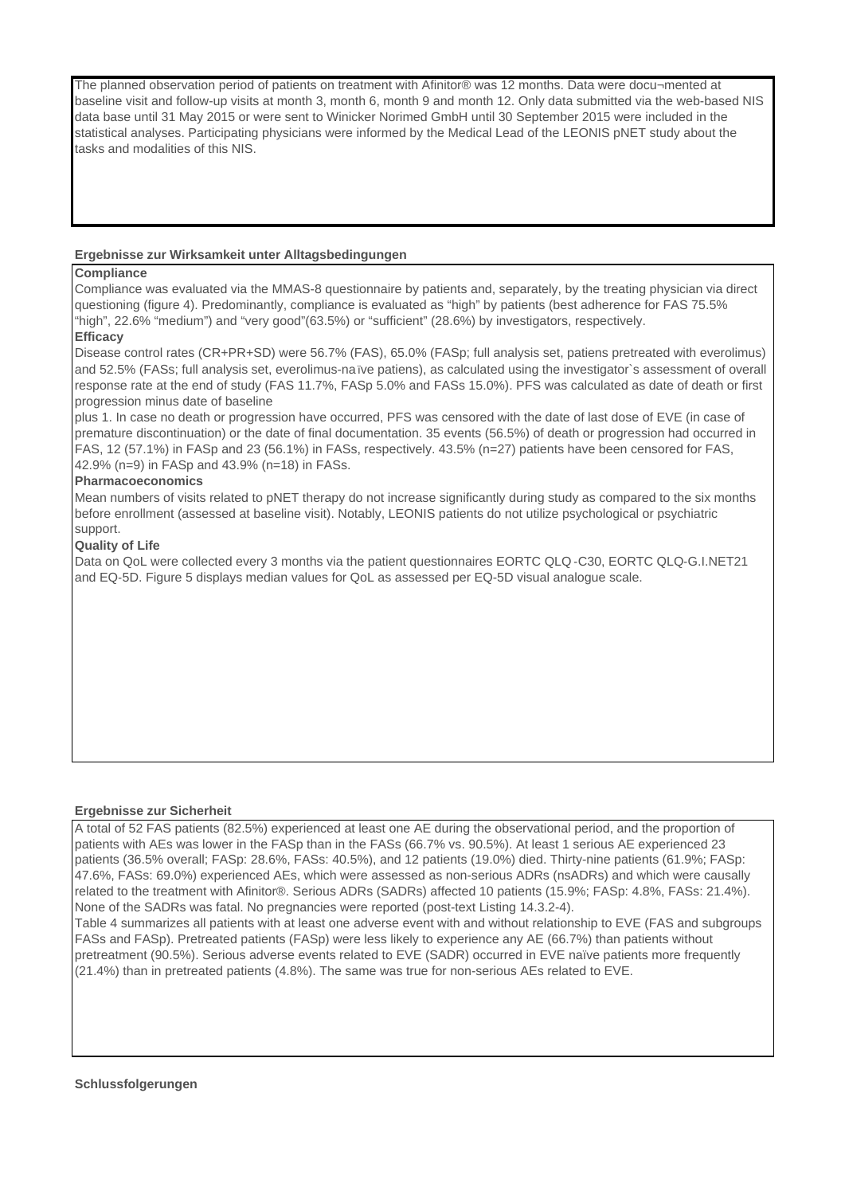The planned observation period of patients on treatment with Afinitor® was 12 months. Data were docu¬mented at baseline visit and follow-up visits at month 3, month 6, month 9 and month 12. Only data submitted via the web-based NIS data base until 31 May 2015 or were sent to Winicker Norimed GmbH until 30 September 2015 were included in the statistical analyses. Participating physicians were informed by the Medical Lead of the LEONIS pNET study about the tasks and modalities of this NIS.

**Ergebnisse zur Wirksamkeit unter Alltagsbedingungen**

**Compliance**

Compliance was evaluated via the MMAS-8 questionnaire by patients and, separately, by the treating physician via direct questioning (figure 4). Predominantly, compliance is evaluated as "high" by patients (best adherence for FAS 75.5% "high", 22.6% "medium") and "very good"(63.5%) or "sufficient" (28.6%) by investigators, respectively.

**Efficacy**

Disease control rates (CR+PR+SD) were 56.7% (FAS), 65.0% (FASp; full analysis set, patiens pretreated with everolimus) and 52.5% (FASs; full analysis set, everolimus-naïve patiens), as calculated using the investigator`s assessment of overall response rate at the end of study (FAS 11.7%, FASp 5.0% and FASs 15.0%). PFS was calculated as date of death or first progression minus date of baseline

plus 1. In case no death or progression have occurred, PFS was censored with the date of last dose of EVE (in case of premature discontinuation) or the date of final documentation. 35 events (56.5%) of death or progression had occurred in FAS, 12 (57.1%) in FASp and 23 (56.1%) in FASs, respectively. 43.5% (n=27) patients have been censored for FAS, 42.9% (n=9) in FASp and 43.9% (n=18) in FASs.

**Pharmacoeconomics**

Mean numbers of visits related to pNET therapy do not increase significantly during study as compared to the six months before enrollment (assessed at baseline visit). Notably, LEONIS patients do not utilize psychological or psychiatric support.

**Quality of Life**

Data on QoL were collected every 3 months via the patient questionnaires EORTC QLQ-C30, EORTC QLQ-G.I.NET21 and EQ-5D. Figure 5 displays median values for QoL as assessed per EQ-5D visual analogue scale.

**Ergebnisse zur Sicherheit**

A total of 52 FAS patients (82.5%) experienced at least one AE during the observational period, and the proportion of patients with AEs was lower in the FASp than in the FASs (66.7% vs. 90.5%). At least 1 serious AE experienced 23 patients (36.5% overall; FASp: 28.6%, FASs: 40.5%), and 12 patients (19.0%) died. Thirty-nine patients (61.9%; FASp: 47.6%, FASs: 69.0%) experienced AEs, which were assessed as non-serious ADRs (nsADRs) and which were causally related to the treatment with Afinitor®. Serious ADRs (SADRs) affected 10 patients (15.9%; FASp: 4.8%, FASs: 21.4%). None of the SADRs was fatal. No pregnancies were reported (post-text Listing 14.3.2-4).

Table 4 summarizes all patients with at least one adverse event with and without relationship to EVE (FAS and subgroups FASs and FASp). Pretreated patients (FASp) were less likely to experience any AE (66.7%) than patients without pretreatment (90.5%). Serious adverse events related to EVE (SADR) occurred in EVE naïve patients more frequently (21.4%) than in pretreated patients (4.8%). The same was true for non-serious AEs related to EVE.

**Schlussfolgerungen**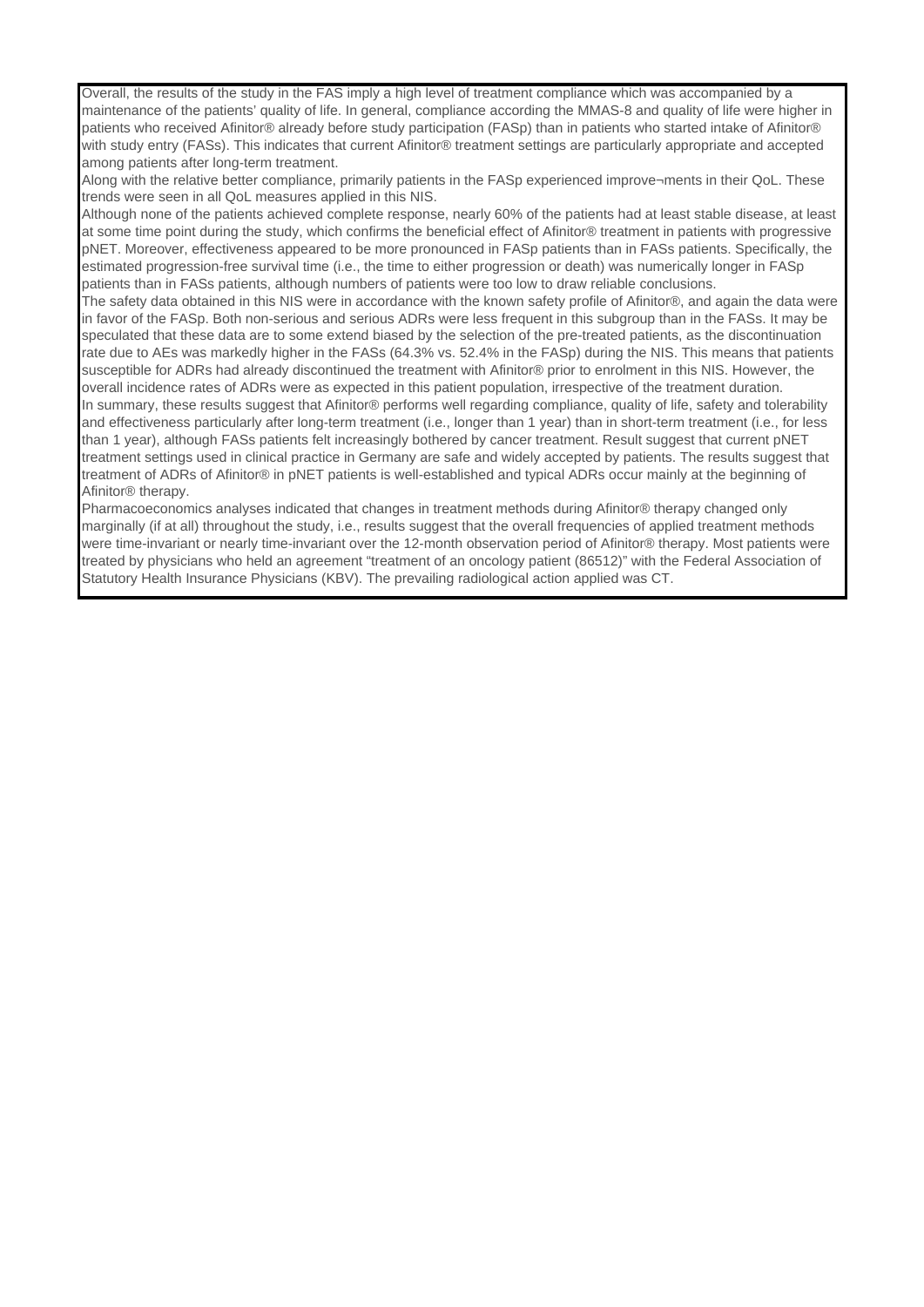Overall, the results of the study in the FAS imply a high level of treatment compliance which was accompanied by a maintenance of the patients' quality of life. In general, compliance according the MMAS-8 and quality of life were higher in patients who received Afinitor® already before study participation (FASp) than in patients who started intake of Afinitor® with study entry (FASs). This indicates that current Afinitor® treatment settings are particularly appropriate and accepted among patients after long-term treatment.

Along with the relative better compliance, primarily patients in the FASp experienced improve¬ments in their QoL. These trends were seen in all QoL measures applied in this NIS.

Although none of the patients achieved complete response, nearly 60% of the patients had at least stable disease, at least at some time point during the study, which confirms the beneficial effect of Afinitor® treatment in patients with progressive pNET. Moreover, effectiveness appeared to be more pronounced in FASp patients than in FASs patients. Specifically, the estimated progression-free survival time (i.e., the time to either progression or death) was numerically longer in FASp patients than in FASs patients, although numbers of patients were too low to draw reliable conclusions.

The safety data obtained in this NIS were in accordance with the known safety profile of Afinitor®, and again the data were in favor of the FASp. Both non-serious and serious ADRs were less frequent in this subgroup than in the FASs. It may be speculated that these data are to some extend biased by the selection of the pre-treated patients, as the discontinuation rate due to AEs was markedly higher in the FASs (64.3% vs. 52.4% in the FASp) during the NIS. This means that patients susceptible for ADRs had already discontinued the treatment with Afinitor® prior to enrolment in this NIS. However, the overall incidence rates of ADRs were as expected in this patient population, irrespective of the treatment duration.

In summary, these results suggest that Afinitor® performs well regarding compliance, quality of life, safety and tolerability and effectiveness particularly after long-term treatment (i.e., longer than 1 year) than in short-term treatment (i.e., for less than 1 year), although FASs patients felt increasingly bothered by cancer treatment. Result suggest that current pNET treatment settings used in clinical practice in Germany are safe and widely accepted by patients. The results suggest that treatment of ADRs of Afinitor® in pNET patients is well-established and typical ADRs occur mainly at the beginning of Afinitor® therapy.

Pharmacoeconomics analyses indicated that changes in treatment methods during Afinitor® therapy changed only marginally (if at all) throughout the study, i.e., results suggest that the overall frequencies of applied treatment methods were time-invariant or nearly time-invariant over the 12-month observation period of Afinitor® therapy. Most patients were treated by physicians who held an agreement "treatment of an oncology patient (86512)" with the Federal Association of Statutory Health Insurance Physicians (KBV). The prevailing radiological action applied was CT.